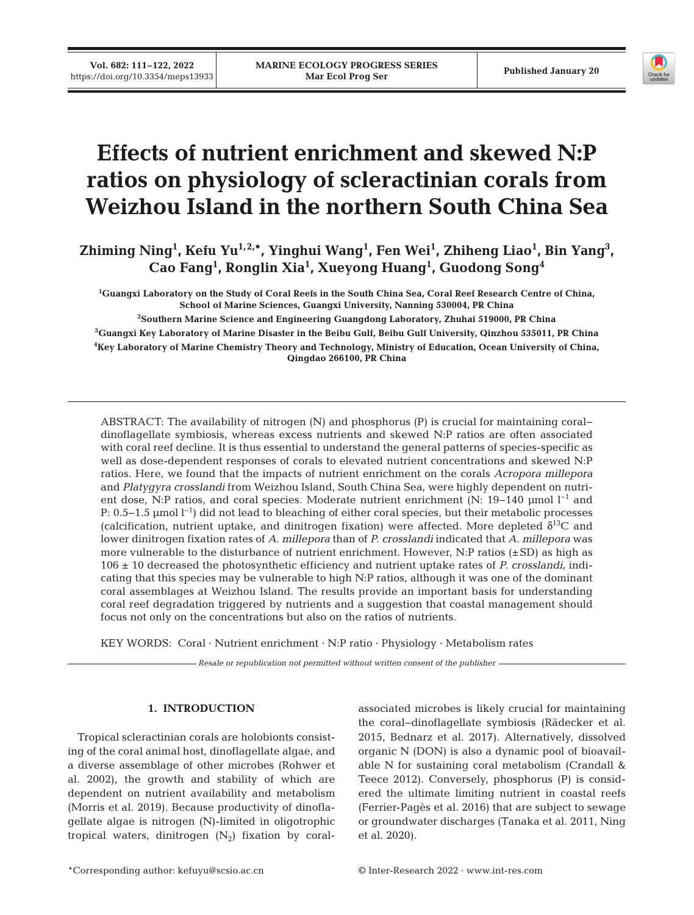# Effects of nutrient enrichment and skewed N:P ratios on physiology of scleractinian corals from Weizhou Island in the northern South China Sea

**Zhiming Ning[1], Kefu Yu[1,2,*], Yinghui Wang[1], Fen Wei[1], Zhiheng Liao[1], Bin Yang[3], Cao Fang[1], Ronglin Xia[1], Xueyong Huang[1], Guodong Song[4]**

[1]Guangxi Laboratory on the Study of Coral Reefs in the South China Sea, Coral Reef Research Centre of China, School of Marine Sciences, Guangxi University, Nanning 530004, PR China

[2]Southern Marine Science and Engineering Guangdong Laboratory, Zhuhai 519000, PR China

[3]Guangxi Key Laboratory of Marine Disaster in the Beibu Gulf, Beibu Gulf University, Qinzhou 535011, PR China

[4]Key Laboratory of Marine Chemistry Theory and Technology, Ministry of Education, Ocean University of China, Qingdao 266100, PR China

ABSTRACT: The availability of nitrogen (N) and phosphorus (P) is crucial for maintaining coral–dinoflagellate symbiosis, whereas excess nutrients and skewed N:P ratios are often associated with coral reef decline. It is thus essential to understand the general patterns of species-specific as well as dose-dependent responses of corals to elevated nutrient concentrations and skewed N:P ratios. Here, we found that the impacts of nutrient enrichment on the corals *Acropora millepora* and *Platygyra crosslandi* from Weizhou Island, South China Sea, were highly dependent on nutrient dose, N:P ratios, and coral species. Moderate nutrient enrichment (N: 19–140 µmol $l^{-1}$ and P: 0.5–1.5 µmol $l^{-1}$) did not lead to bleaching of either coral species, but their metabolic processes (calcification, nutrient uptake, and dinitrogen fixation) were affected. More depleted $\delta^{13}C$ and lower dinitrogen fixation rates of *A. millepora* than of *P. crosslandi* indicated that *A. millepora* was more vulnerable to the disturbance of nutrient enrichment. However, N:P ratios (±SD) as high as 106 ± 10 decreased the photosynthetic efficiency and nutrient uptake rates of *P. crosslandi*, indicating that this species may be vulnerable to high N:P ratios, although it was one of the dominant coral assemblages at Weizhou Island. The results provide an important basis for understanding coral reef degradation triggered by nutrients and a suggestion that coastal management should focus not only on the concentrations but also on the ratios of nutrients.

KEY WORDS: Coral · Nutrient enrichment · N:P ratio · Physiology · Metabolism rates

*Resale or republication not permitted without written consent of the publisher*

## 1. INTRODUCTION

Tropical scleractinian corals are holobionts consisting of the coral animal host, dinoflagellate algae, and a diverse assemblage of other microbes (Rohwer et al. 2002), the growth and stability of which are dependent on nutrient availability and metabolism (Morris et al. 2019). Because productivity of dinoflagellate algae is nitrogen (N)-limited in oligotrophic tropical waters, dinitrogen ($N_2$) fixation by coral-associated microbes is likely crucial for maintaining the coral–dinoflagellate symbiosis (Rädecker et al. 2015, Bednarz et al. 2017). Alternatively, dissolved organic N (DON) is also a dynamic pool of bioavailable N for sustaining coral metabolism (Crandall & Teece 2012). Conversely, phosphorus (P) is considered the ultimate limiting nutrient in coastal reefs (Ferrier-Pagès et al. 2016) that are subject to sewage or groundwater discharges (Tanaka et al. 2011, Ning et al. 2020).

*Corresponding author: kefuyu@scsio.ac.cn

© Inter-Research 2022 · www.int-res.com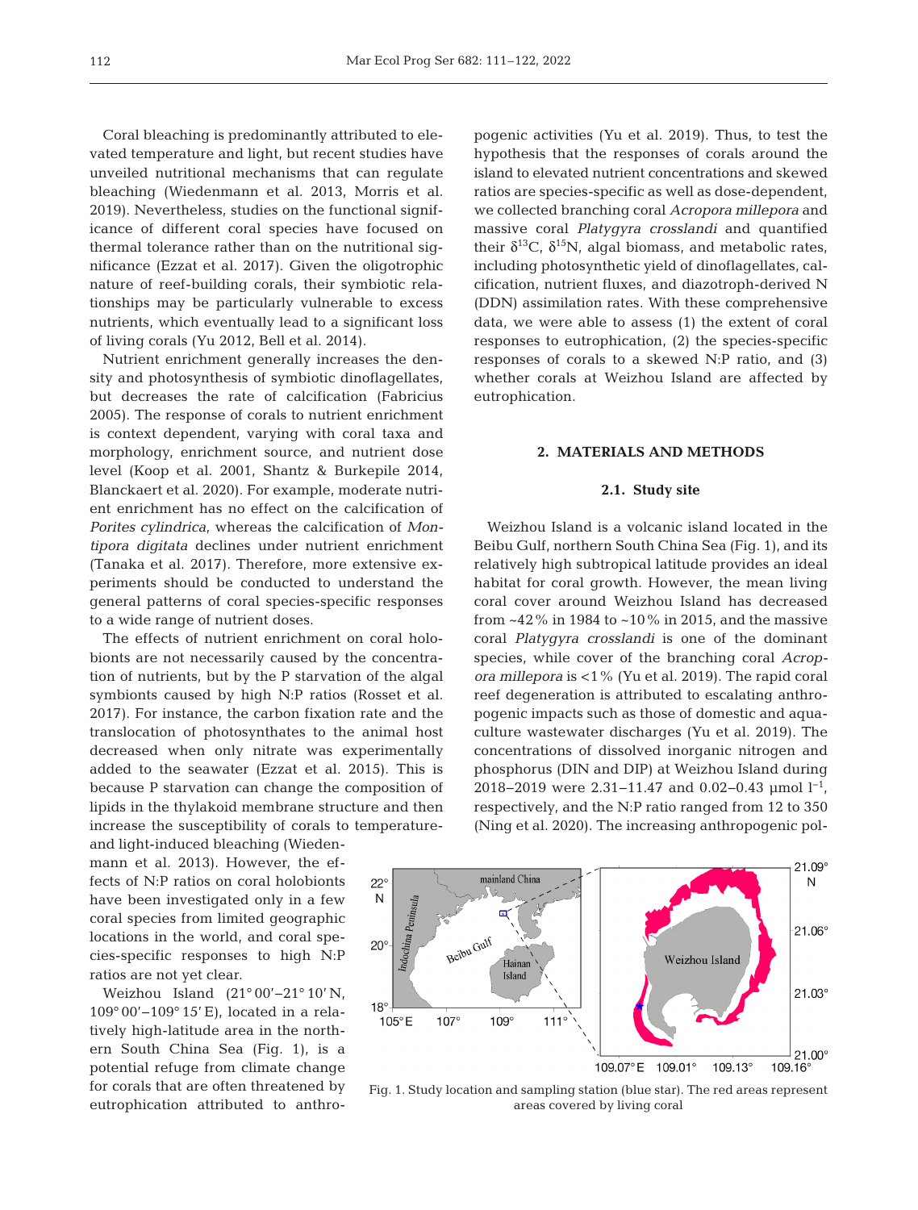Coral bleaching is predominantly attributed to elevated temperature and light, but recent studies have unveiled nutritional mechanisms that can regulate bleaching (Wiedenmann et al. 2013, Morris et al. 2019). Nevertheless, studies on the functional significance of different coral species have focused on thermal tolerance rather than on the nutritional significance (Ezzat et al. 2017). Given the oligotrophic nature of reef-building corals, their symbiotic relationships may be particularly vulnerable to excess nutrients, which eventually lead to a significant loss of living corals (Yu 2012, Bell et al. 2014).

Nutrient enrichment generally increases the density and photosynthesis of symbiotic dinoflagellates, but decreases the rate of calcification (Fabricius 2005). The response of corals to nutrient enrichment is context dependent, varying with coral taxa and morphology, enrichment source, and nutrient dose level (Koop et al. 2001, Shantz & Burkepile 2014, Blanckaert et al. 2020). For example, moderate nutrient enrichment has no effect on the calcification of *Porites cylindrica*, whereas the calcification of *Montipora digitata* declines under nutrient enrichment (Tanaka et al. 2017). Therefore, more extensive experiments should be conducted to understand the general patterns of coral species-specific responses to a wide range of nutrient doses.

The effects of nutrient enrichment on coral holobionts are not necessarily caused by the concentration of nutrients, but by the P starvation of the algal symbionts caused by high N:P ratios (Rosset et al. 2017). For instance, the carbon fixation rate and the translocation of photosynthates to the animal host decreased when only nitrate was experimentally added to the seawater (Ezzat et al. 2015). This is because P starvation can change the composition of lipids in the thylakoid membrane structure and then increase the susceptibility of corals to temperature- and light-induced bleaching (Wiedenmann et al. 2013). However, the effects of N:P ratios on coral holobionts have been investigated only in a few coral species from limited geographic locations in the world, and coral species-specific responses to high N:P ratios are not yet clear.

Weizhou Island (21° 00'–21° 10' N, 109° 00'–109° 15' E), located in a relatively high-latitude area in the northern South China Sea (Fig. 1), is a potential refuge from climate change for corals that are often threatened by eutrophication attributed to anthropogenic activities (Yu et al. 2019). Thus, to test the hypothesis that the responses of corals around the island to elevated nutrient concentrations and skewed ratios are species-specific as well as dose-dependent, we collected branching coral *Acropora millepora* and massive coral *Platygyra crosslandi* and quantified their $\delta^{13}C$, $\delta^{15}N$, algal biomass, and metabolic rates, including photosynthetic yield of dinoflagellates, calcification, nutrient fluxes, and diazotroph-derived N (DDN) assimilation rates. With these comprehensive data, we were able to assess (1) the extent of coral responses to eutrophication, (2) the species-specific responses of corals to a skewed N:P ratio, and (3) whether corals at Weizhou Island are affected by eutrophication.

## 2. MATERIALS AND METHODS

### 2.1. Study site

Weizhou Island is a volcanic island located in the Beibu Gulf, northern South China Sea (Fig. 1), and its relatively high subtropical latitude provides an ideal habitat for coral growth. However, the mean living coral cover around Weizhou Island has decreased from ~42% in 1984 to ~10% in 2015, and the massive coral *Platygyra crosslandi* is one of the dominant species, while cover of the branching coral *Acropora millepora* is <1% (Yu et al. 2019). The rapid coral reef degeneration is attributed to escalating anthropogenic impacts such as those of domestic and aquaculture wastewater discharges (Yu et al. 2019). The concentrations of dissolved inorganic nitrogen and phosphorus (DIN and DIP) at Weizhou Island during 2018–2019 were 2.31–11.47 and 0.02–0.43 µmol $l^{-1}$, respectively, and the N:P ratio ranged from 12 to 350 (Ning et al. 2020). The increasing anthropogenic pol-

Fig. 1. Study location and sampling station (blue star). The red areas represent areas covered by living coral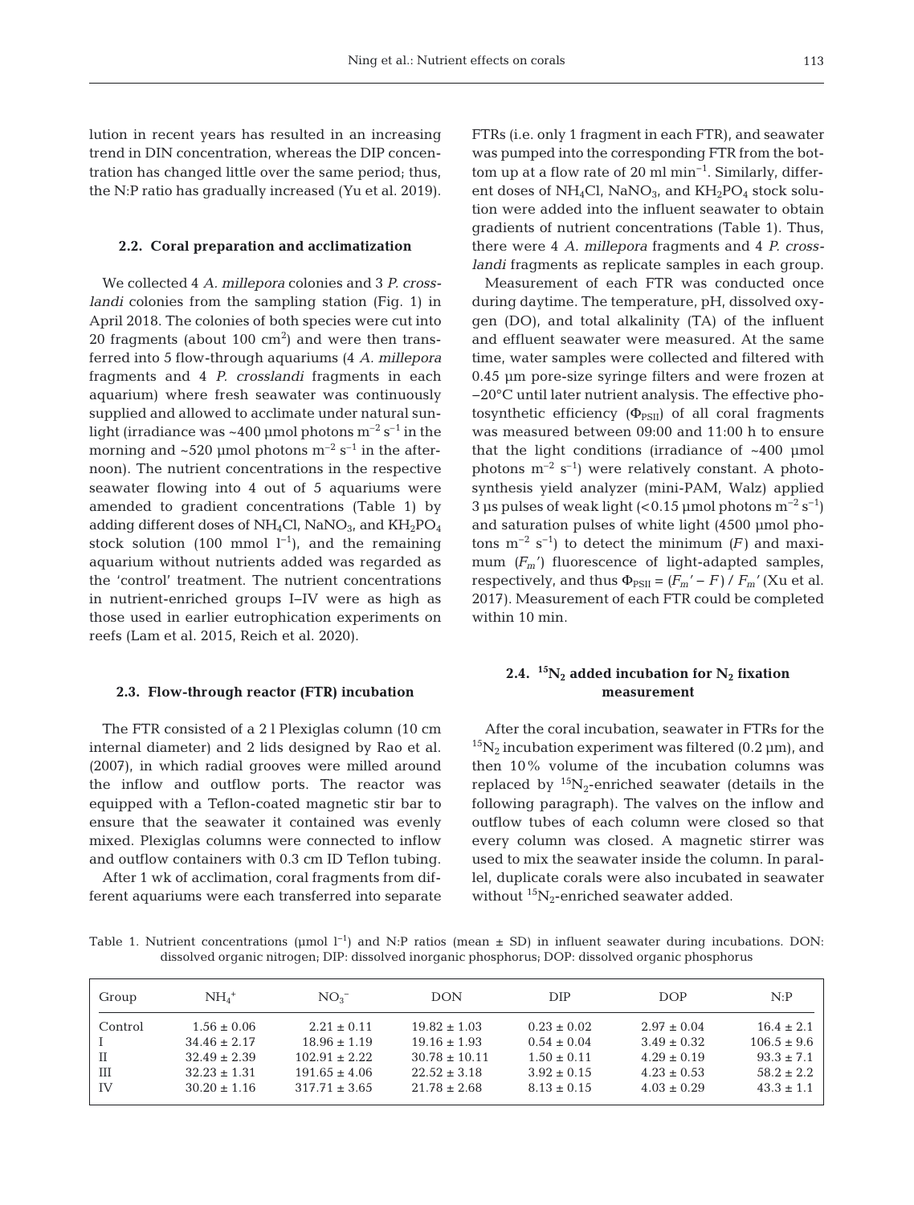lution in recent years has resulted in an increasing trend in DIN concentration, whereas the DIP concentration has changed little over the same period; thus, the N:P ratio has gradually increased (Yu et al. 2019).

### 2.2. Coral preparation and acclimatization

We collected 4 *A. millepora* colonies and 3 *P. crosslandi* colonies from the sampling station (Fig. 1) in April 2018. The colonies of both species were cut into 20 fragments (about 100 $cm^2$) and were then transferred into 5 flow-through aquariums (4 *A. millepora* fragments and 4 *P. crosslandi* fragments in each aquarium) where fresh seawater was continuously supplied and allowed to acclimate under natural sunlight (irradiance was ~400 µmol photons $m^{-2}$ $s^{-1}$ in the morning and ~520 µmol photons $m^{-2}$ $s^{-1}$ in the afternoon). The nutrient concentrations in the respective seawater flowing into 4 out of 5 aquariums were amended to gradient concentrations (Table 1) by adding different doses of $NH_4Cl$, $NaNO_3$, and $KH_2PO_4$ stock solution (100 mmol $l^{-1}$), and the remaining aquarium without nutrients added was regarded as the 'control' treatment. The nutrient concentrations in nutrient-enriched groups I–IV were as high as those used in earlier eutrophication experiments on reefs (Lam et al. 2015, Reich et al. 2020).

### 2.3. Flow-through reactor (FTR) incubation

The FTR consisted of a 2 l Plexiglas column (10 cm internal diameter) and 2 lids designed by Rao et al. (2007), in which radial grooves were milled around the inflow and outflow ports. The reactor was equipped with a Teflon-coated magnetic stir bar to ensure that the seawater it contained was evenly mixed. Plexiglas columns were connected to inflow and outflow containers with 0.3 cm ID Teflon tubing.

After 1 wk of acclimation, coral fragments from different aquariums were each transferred into separate FTRs (i.e. only 1 fragment in each FTR), and seawater was pumped into the corresponding FTR from the bottom up at a flow rate of 20 ml $min^{-1}$. Similarly, different doses of $NH_4Cl$, $NaNO_3$, and $KH_2PO_4$ stock solution were added into the influent seawater to obtain gradients of nutrient concentrations (Table 1). Thus, there were 4 *A. millepora* fragments and 4 *P. crosslandi* fragments as replicate samples in each group.

Measurement of each FTR was conducted once during daytime. The temperature, pH, dissolved oxygen (DO), and total alkalinity (TA) of the influent and effluent seawater were measured. At the same time, water samples were collected and filtered with 0.45 µm pore-size syringe filters and were frozen at −20°C until later nutrient analysis. The effective photosynthetic efficiency ($\Phi_{PSII}$) of all coral fragments was measured between 09:00 and 11:00 h to ensure that the light conditions (irradiance of ~400 µmol photons $m^{-2}$ $s^{-1}$) were relatively constant. A photosynthesis yield analyzer (mini-PAM, Walz) applied 3 µs pulses of weak light (<0.15 µmol photons $m^{-2}$ $s^{-1}$) and saturation pulses of white light (4500 µmol photons $m^{-2}$ $s^{-1}$) to detect the minimum ($F$) and maximum ($F_m'$) fluorescence of light-adapted samples, respectively, and thus $\Phi_{PSII} = (F_m' - F) / F_m'$ (Xu et al. 2017). Measurement of each FTR could be completed within 10 min.

### 2.4. $^{15}N_2$ added incubation for $N_2$ fixation measurement

After the coral incubation, seawater in FTRs for the $^{15}N_2$ incubation experiment was filtered (0.2 µm), and then 10% volume of the incubation columns was replaced by $^{15}N_2$-enriched seawater (details in the following paragraph). The valves on the inflow and outflow tubes of each column were closed so that every column was closed. A magnetic stirrer was used to mix the seawater inside the column. In parallel, duplicate corals were also incubated in seawater without $^{15}N_2$-enriched seawater added.

Table 1. Nutrient concentrations (µmol $l^{-1}$) and N:P ratios (mean ± SD) in influent seawater during incubations. DON: dissolved organic nitrogen; DIP: dissolved inorganic phosphorus; DOP: dissolved organic phosphorus

| Group | $NH_4^+$ | $NO_3^-$ | DON | DIP | DOP | N:P |
|---|---|---|---|---|---|---|
| Control | 1.56 ± 0.06 | 2.21 ± 0.11 | 19.82 ± 1.03 | 0.23 ± 0.02 | 2.97 ± 0.04 | 16.4 ± 2.1 |
| I | 34.46 ± 2.17 | 18.96 ± 1.19 | 19.16 ± 1.93 | 0.54 ± 0.04 | 3.49 ± 0.32 | 106.5 ± 9.6 |
| II | 32.49 ± 2.39 | 102.91 ± 2.22 | 30.78 ± 10.11 | 1.50 ± 0.11 | 4.29 ± 0.19 | 93.3 ± 7.1 |
| III | 32.23 ± 1.31 | 191.65 ± 4.06 | 22.52 ± 3.18 | 3.92 ± 0.15 | 4.23 ± 0.53 | 58.2 ± 2.2 |
| IV | 30.20 ± 1.16 | 317.71 ± 3.65 | 21.78 ± 2.68 | 8.13 ± 0.15 | 4.03 ± 0.29 | 43.3 ± 1.1 |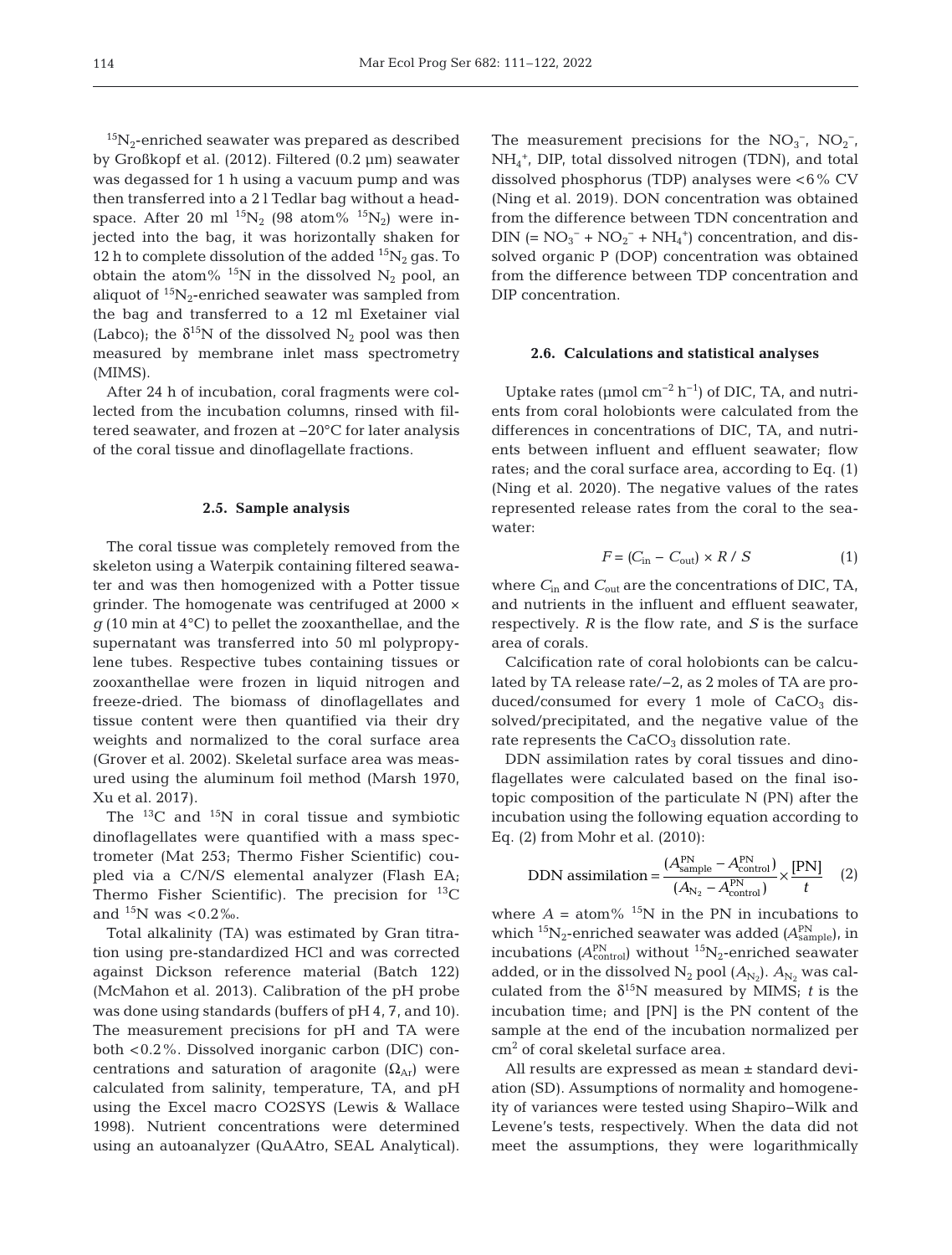$^{15}N_2$-enriched seawater was prepared as described by Großkopf et al. (2012). Filtered (0.2 µm) seawater was degassed for 1 h using a vacuum pump and was then transferred into a 2 l Tedlar bag without a headspace. After 20 ml $^{15}N_2$ (98 atom% $^{15}N_2$) were injected into the bag, it was horizontally shaken for 12 h to complete dissolution of the added $^{15}N_2$ gas. To obtain the atom% $^{15}N$ in the dissolved $N_2$ pool, an aliquot of $^{15}N_2$-enriched seawater was sampled from the bag and transferred to a 12 ml Exetainer vial (Labco); the $\delta^{15}N$ of the dissolved $N_2$ pool was then measured by membrane inlet mass spectrometry (MIMS).

After 24 h of incubation, coral fragments were collected from the incubation columns, rinsed with filtered seawater, and frozen at −20°C for later analysis of the coral tissue and dinoflagellate fractions.

### 2.5. Sample analysis

The coral tissue was completely removed from the skeleton using a Waterpik containing filtered seawater and was then homogenized with a Potter tissue grinder. The homogenate was centrifuged at 2000 × *g* (10 min at 4°C) to pellet the zooxanthellae, and the supernatant was transferred into 50 ml polypropylene tubes. Respective tubes containing tissues or zooxanthellae were frozen in liquid nitrogen and freeze-dried. The biomass of dinoflagellates and tissue content were then quantified via their dry weights and normalized to the coral surface area (Grover et al. 2002). Skeletal surface area was measured using the aluminum foil method (Marsh 1970, Xu et al. 2017).

The $^{13}C$ and $^{15}N$ in coral tissue and symbiotic dinoflagellates were quantified with a mass spectrometer (Mat 253; Thermo Fisher Scientific) coupled via a C/N/S elemental analyzer (Flash EA; Thermo Fisher Scientific). The precision for $^{13}C$ and $^{15}N$ was <0.2‰.

Total alkalinity (TA) was estimated by Gran titration using pre-standardized HCl and was corrected against Dickson reference material (Batch 122) (McMahon et al. 2013). Calibration of the pH probe was done using standards (buffers of pH 4, 7, and 10). The measurement precisions for pH and TA were both <0.2%. Dissolved inorganic carbon (DIC) concentrations and saturation of aragonite ($\Omega_{Ar}$) were calculated from salinity, temperature, TA, and pH using the Excel macro CO2SYS (Lewis & Wallace 1998). Nutrient concentrations were determined using an autoanalyzer (QuAAtro, SEAL Analytical). The measurement precisions for the $NO_3^-$, $NO_2^-$, $NH_4^+$, DIP, total dissolved nitrogen (TDN), and total dissolved phosphorus (TDP) analyses were <6% CV (Ning et al. 2019). DON concentration was obtained from the difference between TDN concentration and DIN (= $NO_3^-$ + $NO_2^-$ + $NH_4^+$) concentration, and dissolved organic P (DOP) concentration was obtained from the difference between TDP concentration and DIP concentration.

### 2.6. Calculations and statistical analyses

Uptake rates (µmol cm$^{-2}$ h$^{-1}$) of DIC, TA, and nutrients from coral holobionts were calculated from the differences in concentrations of DIC, TA, and nutrients between influent and effluent seawater; flow rates; and the coral surface area, according to Eq. (1) (Ning et al. 2020). The negative values of the rates represented release rates from the coral to the seawater:

$$F = (C_{in} - C_{out}) \times R / S \quad (1)$$

where $C_{in}$ and $C_{out}$ are the concentrations of DIC, TA, and nutrients in the influent and effluent seawater, respectively. *R* is the flow rate, and *S* is the surface area of corals.

Calcification rate of coral holobionts can be calculated by TA release rate/−2, as 2 moles of TA are produced/consumed for every 1 mole of $CaCO_3$ dissolved/precipitated, and the negative value of the rate represents the $CaCO_3$ dissolution rate.

DDN assimilation rates by coral tissues and dinoflagellates were calculated based on the final isotopic composition of the particulate N (PN) after the incubation using the following equation according to Eq. (2) from Mohr et al. (2010):

$$\text{DDN assimilation} = \frac{(A_{\text{sample}}^{\text{PN}} - A_{\text{control}}^{\text{PN}})}{(A_{N_2} - A_{\text{control}}^{\text{PN}})} \times \frac{[\text{PN}]}{t} \quad (2)$$

where $A$ = atom% $^{15}N$ in the PN in incubations to which $^{15}N_2$-enriched seawater was added ($A_{\text{sample}}^{\text{PN}}$), in incubations ($A_{\text{control}}^{\text{PN}}$) without $^{15}N_2$-enriched seawater added, or in the dissolved $N_2$ pool ($A_{N_2}$). $A_{N_2}$ was calculated from the $\delta^{15}N$ measured by MIMS; *t* is the incubation time; and [PN] is the PN content of the sample at the end of the incubation normalized per cm$^2$ of coral skeletal surface area.

All results are expressed as mean ± standard deviation (SD). Assumptions of normality and homogeneity of variances were tested using Shapiro−Wilk and Levene's tests, respectively. When the data did not meet the assumptions, they were logarithmically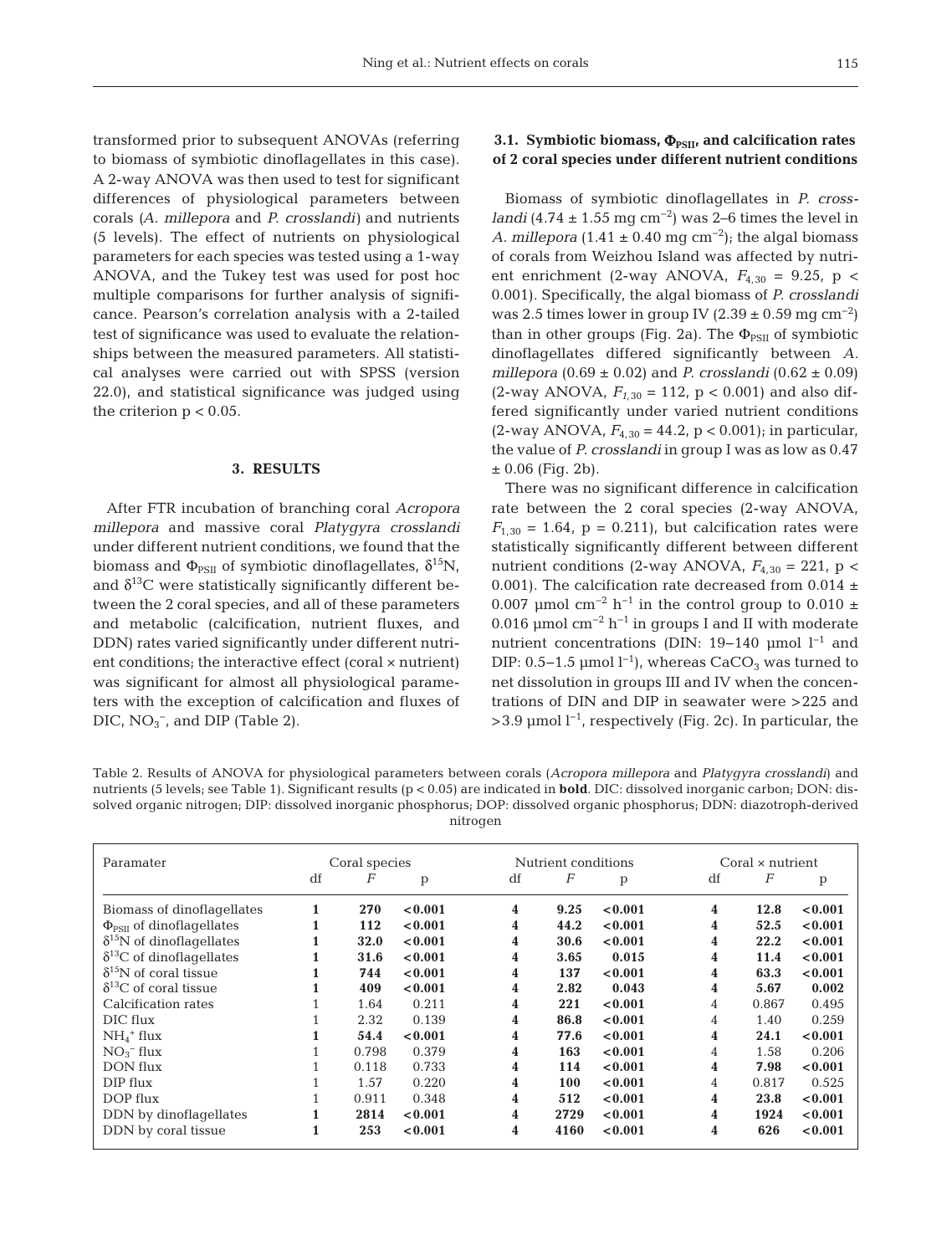transformed prior to subsequent ANOVAs (referring to biomass of symbiotic dinoflagellates in this case). A 2-way ANOVA was then used to test for significant differences of physiological parameters between corals (*A. millepora* and *P. crosslandi*) and nutrients (5 levels). The effect of nutrients on physiological parameters for each species was tested using a 1-way ANOVA, and the Tukey test was used for post hoc multiple comparisons for further analysis of significance. Pearson's correlation analysis with a 2-tailed test of significance was used to evaluate the relationships between the measured parameters. All statistical analyses were carried out with SPSS (version 22.0), and statistical significance was judged using the criterion $p < 0.05$.

## 3. RESULTS

After FTR incubation of branching coral *Acropora millepora* and massive coral *Platygyra crosslandi* under different nutrient conditions, we found that the biomass and $\Phi_{PSII}$ of symbiotic dinoflagellates, $\delta^{15}N$, and $\delta^{13}C$ were statistically significantly different between the 2 coral species, and all of these parameters and metabolic (calcification, nutrient fluxes, and DDN) rates varied significantly under different nutrient conditions; the interactive effect (coral × nutrient) was significant for almost all physiological parameters with the exception of calcification and fluxes of DIC, $NO_3^-$, and DIP (Table 2).

### 3.1. Symbiotic biomass, $\Phi_{PSII}$, and calcification rates of 2 coral species under different nutrient conditions

Biomass of symbiotic dinoflagellates in *P. crosslandi* (4.74 ± 1.55 mg $cm^{-2}$) was 2–6 times the level in *A. millepora* (1.41 ± 0.40 mg $cm^{-2}$); the algal biomass of corals from Weizhou Island was affected by nutrient enrichment (2-way ANOVA, $F_{4,30}$ = 9.25, $p < 0.001$). Specifically, the algal biomass of *P. crosslandi* was 2.5 times lower in group IV (2.39 ± 0.59 mg $cm^{-2}$) than in other groups (Fig. 2a). The $\Phi_{PSII}$ of symbiotic dinoflagellates differed significantly between *A. millepora* (0.69 ± 0.02) and *P. crosslandi* (0.62 ± 0.09) (2-way ANOVA, $F_{1,30}$ = 112, $p < 0.001$) and also differed significantly under varied nutrient conditions (2-way ANOVA, $F_{4,30}$ = 44.2, $p < 0.001$); in particular, the value of *P. crosslandi* in group I was as low as 0.47 ± 0.06 (Fig. 2b).

There was no significant difference in calcification rate between the 2 coral species (2-way ANOVA, $F_{1,30}$ = 1.64, p = 0.211), but calcification rates were statistically significantly different between different nutrient conditions (2-way ANOVA, $F_{4,30}$ = 221, $p < 0.001$). The calcification rate decreased from 0.014 ± 0.007 µmol $cm^{-2}$ $h^{-1}$ in the control group to 0.010 ± 0.016 µmol $cm^{-2}$ $h^{-1}$ in groups I and II with moderate nutrient concentrations (DIN: 19–140 µmol $l^{-1}$ and DIP: 0.5–1.5 µmol $l^{-1}$), whereas $CaCO_3$ was turned to net dissolution in groups III and IV when the concentrations of DIN and DIP in seawater were >225 and >3.9 µmol $l^{-1}$, respectively (Fig. 2c). In particular, the

Table 2. Results of ANOVA for physiological parameters between corals (*Acropora millepora* and *Platygyra crosslandi*) and nutrients (5 levels; see Table 1). Significant results (p < 0.05) are indicated in **bold**. DIC: dissolved inorganic carbon; DON: dissolved organic nitrogen; DIP: dissolved inorganic phosphorus; DOP: dissolved organic phosphorus; DDN: diazotroph-derived nitrogen

| Paramater | Coral species | | | Nutrient conditions | | | Coral × nutrient | | |
|---|---|---|---|---|---|---|---|---|---|
| | df | $F$ | p | df | $F$ | p | df | $F$ | p |
| Biomass of dinoflagellates | **1** | **270** | **<0.001** | **4** | **9.25** | **<0.001** | **4** | **12.8** | **<0.001** |
| $\Phi_{PSII}$ of dinoflagellates | **1** | **112** | **<0.001** | **4** | **44.2** | **<0.001** | **4** | **52.5** | **<0.001** |
| $\delta^{15}N$ of dinoflagellates | **1** | **32.0** | **<0.001** | **4** | **30.6** | **<0.001** | **4** | **22.2** | **<0.001** |
| $\delta^{13}C$ of dinoflagellates | **1** | **31.6** | **<0.001** | **4** | **3.65** | **0.015** | **4** | **11.4** | **<0.001** |
| $\delta^{15}N$ of coral tissue | **1** | **744** | **<0.001** | **4** | **137** | **<0.001** | **4** | **63.3** | **<0.001** |
| $\delta^{13}C$ of coral tissue | **1** | **409** | **<0.001** | **4** | **2.82** | **0.043** | **4** | **5.67** | **0.002** |
| Calcification rates | 1 | 1.64 | 0.211 | **4** | **221** | **<0.001** | 4 | 0.867 | 0.495 |
| DIC flux | 1 | 2.32 | 0.139 | **4** | **86.8** | **<0.001** | 4 | 1.40 | 0.259 |
| $NH_4^+$ flux | **1** | **54.4** | **<0.001** | **4** | **77.6** | **<0.001** | **4** | **24.1** | **<0.001** |
| $NO_3^-$ flux | 1 | 0.798 | 0.379 | **4** | **163** | **<0.001** | 4 | 1.58 | 0.206 |
| DON flux | 1 | 0.118 | 0.733 | **4** | **114** | **<0.001** | **4** | **7.98** | **<0.001** |
| DIP flux | 1 | 1.57 | 0.220 | **4** | **100** | **<0.001** | 4 | 0.817 | 0.525 |
| DOP flux | 1 | 0.911 | 0.348 | **4** | **512** | **<0.001** | **4** | **23.8** | **<0.001** |
| DDN by dinoflagellates | **1** | **2814** | **<0.001** | **4** | **2729** | **<0.001** | **4** | **1924** | **<0.001** |
| DDN by coral tissue | **1** | **253** | **<0.001** | **4** | **4160** | **<0.001** | **4** | **626** | **<0.001** |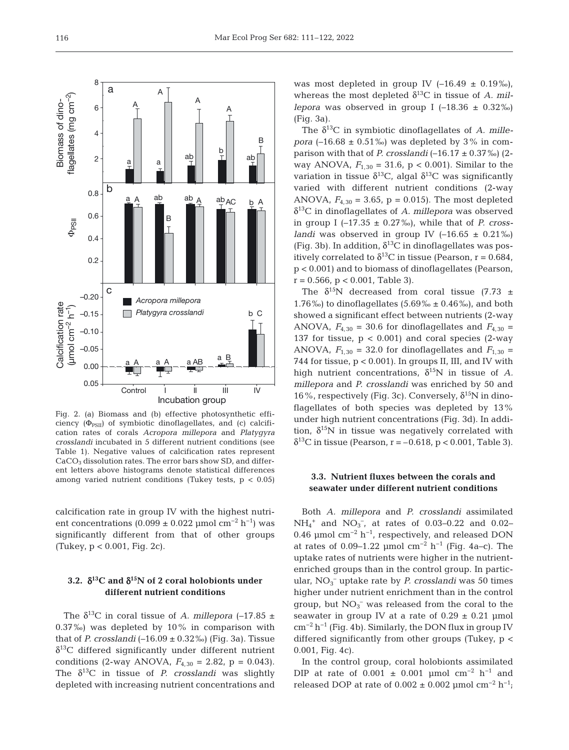Fig. 2. (a) Biomass and (b) effective photosynthetic efficiency ($\Phi_{PSII}$) of symbiotic dinoflagellates, and (c) calcification rates of corals *Acropora millepora* and *Platygyra crosslandi* incubated in 5 different nutrient conditions (see Table 1). Negative values of calcification rates represent $CaCO_3$ dissolution rates. The error bars show SD, and different letters above histograms denote statistical differences among varied nutrient conditions (Tukey tests, $p < 0.05$)

calcification rate in group IV with the highest nutrient concentrations ($0.099 \pm 0.022$ µmol cm$^{-2}$ h$^{-1}$) was significantly different from that of other groups (Tukey, $p < 0.001$, Fig. 2c).

### 3.2. $\delta^{13}C$ and $\delta^{15}N$ of 2 coral holobionts under different nutrient conditions

The $\delta^{13}C$ in coral tissue of *A. millepora* ($-17.85 \pm 0.37$‰) was depleted by 10% in comparison with that of *P. crosslandi* ($-16.09 \pm 0.32$‰) (Fig. 3a). Tissue $\delta^{13}C$ differed significantly under different nutrient conditions (2-way ANOVA, $F_{4,30} = 2.82$, $p = 0.043$). The $\delta^{13}C$ in tissue of *P. crosslandi* was slightly depleted with increasing nutrient concentrations and was most depleted in group IV ($-16.49 \pm 0.19$‰), whereas the most depleted $\delta^{13}C$ in tissue of *A. millepora* was observed in group I ($-18.36 \pm 0.32$‰) (Fig. 3a).

The $\delta^{13}C$ in symbiotic dinoflagellates of *A. millepora* ($-16.68 \pm 0.51$‰) was depleted by 3% in comparison with that of *P. crosslandi* ($-16.17 \pm 0.37$‰) (2-way ANOVA, $F_{1,30} = 31.6$, $p < 0.001$). Similar to the variation in tissue $\delta^{13}C$, algal $\delta^{13}C$ was significantly varied with different nutrient conditions (2-way ANOVA, $F_{4,30} = 3.65$, $p = 0.015$). The most depleted $\delta^{13}C$ in dinoflagellates of *A. millepora* was observed in group I ($-17.35 \pm 0.27$‰), while that of *P. crosslandi* was observed in group IV ($-16.65 \pm 0.21$‰) (Fig. 3b). In addition, $\delta^{13}C$ in dinoflagellates was positively correlated to $\delta^{13}C$ in tissue (Pearson, $r = 0.684$, $p < 0.001$) and to biomass of dinoflagellates (Pearson, $r = 0.566$, $p < 0.001$, Table 3).

The $\delta^{15}N$ decreased from coral tissue ($7.73 \pm 1.76$‰) to dinoflagellates ($5.69$‰ $\pm 0.46$‰), and both showed a significant effect between nutrients (2-way ANOVA, $F_{4,30} = 30.6$ for dinoflagellates and $F_{4,30} = 137$ for tissue, $p < 0.001$) and coral species (2-way ANOVA, $F_{1,30} = 32.0$ for dinoflagellates and $F_{1,30} = 744$ for tissue, $p < 0.001$). In groups II, III, and IV with high nutrient concentrations, $\delta^{15}N$ in tissue of *A. millepora* and *P. crosslandi* was enriched by 50 and 16%, respectively (Fig. 3c). Conversely, $\delta^{15}N$ in dinoflagellates of both species was depleted by 13% under high nutrient concentrations (Fig. 3d). In addition, $\delta^{15}N$ in tissue was negatively correlated with $\delta^{13}C$ in tissue (Pearson, $r = -0.618$, $p < 0.001$, Table 3).

### 3.3. Nutrient fluxes between the corals and seawater under different nutrient conditions

Both *A. millepora* and *P. crosslandi* assimilated $NH_4^+$ and $NO_3^-$, at rates of 0.03–0.22 and 0.02–0.46 µmol cm$^{-2}$ h$^{-1}$, respectively, and released DON at rates of 0.09–1.22 µmol cm$^{-2}$ h$^{-1}$ (Fig. 4a–c). The uptake rates of nutrients were higher in the nutrient-enriched groups than in the control group. In particular, $NO_3^-$ uptake rate by *P. crosslandi* was 50 times higher under nutrient enrichment than in the control group, but $NO_3^-$ was released from the coral to the seawater in group IV at a rate of $0.29 \pm 0.21$ µmol cm$^{-2}$ h$^{-1}$ (Fig. 4b). Similarly, the DON flux in group IV differed significantly from other groups (Tukey, $p < 0.001$, Fig. 4c).

In the control group, coral holobionts assimilated DIP at rate of $0.001 \pm 0.001$ µmol cm$^{-2}$ h$^{-1}$ and released DOP at rate of $0.002 \pm 0.002$ µmol cm$^{-2}$ h$^{-1}$;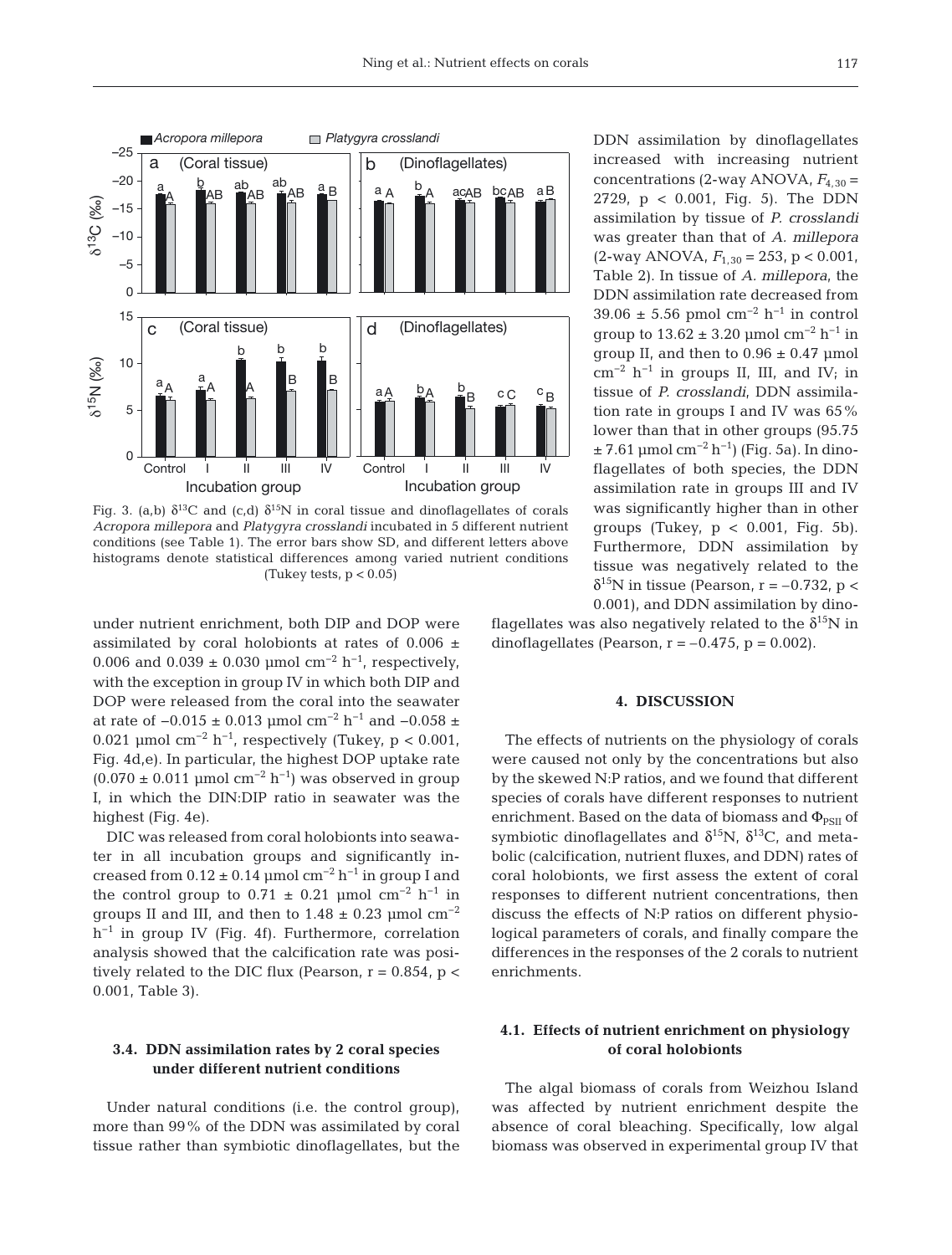Fig. 3. (a,b) $\delta^{13}C$ and (c,d) $\delta^{15}N$ in coral tissue and dinoflagellates of corals *Acropora millepora* and *Platygyra crosslandi* incubated in 5 different nutrient conditions (see Table 1). The error bars show SD, and different letters above histograms denote statistical differences among varied nutrient conditions (Tukey tests, $p < 0.05$)

under nutrient enrichment, both DIP and DOP were assimilated by coral holobionts at rates of $0.006 \pm 0.006$ and $0.039 \pm 0.030$ µmol $cm^{-2}$ $h^{-1}$, respectively, with the exception in group IV in which both DIP and DOP were released from the coral into the seawater at rate of $-0.015 \pm 0.013$ µmol $cm^{-2}$ $h^{-1}$ and $-0.058 \pm 0.021$ µmol $cm^{-2}$ $h^{-1}$, respectively (Tukey, $p < 0.001$, Fig. 4d,e). In particular, the highest DOP uptake rate ($0.070 \pm 0.011$ µmol $cm^{-2}$ $h^{-1}$) was observed in group I, in which the DIN:DIP ratio in seawater was the highest (Fig. 4e).

DIC was released from coral holobionts into seawater in all incubation groups and significantly increased from $0.12 \pm 0.14$ µmol $cm^{-2}$ $h^{-1}$ in group I and the control group to $0.71 \pm 0.21$ µmol $cm^{-2}$ $h^{-1}$ in groups II and III, and then to $1.48 \pm 0.23$ µmol $cm^{-2}$ $h^{-1}$ in group IV (Fig. 4f). Furthermore, correlation analysis showed that the calcification rate was positively related to the DIC flux (Pearson, $r = 0.854$, $p < 0.001$, Table 3).

### 3.4. DDN assimilation rates by 2 coral species under different nutrient conditions

Under natural conditions (i.e. the control group), more than 99% of the DDN was assimilated by coral tissue rather than symbiotic dinoflagellates, but the DDN assimilation by dinoflagellates increased with increasing nutrient concentrations (2-way ANOVA, $F_{4,30} = 2729$, $p < 0.001$, Fig. 5). The DDN assimilation by tissue of *P. crosslandi* was greater than that of *A. millepora* (2-way ANOVA, $F_{1,30} = 253$, $p < 0.001$, Table 2). In tissue of *A. millepora*, the DDN assimilation rate decreased from $39.06 \pm 5.56$ pmol $cm^{-2}$ $h^{-1}$ in control group to $13.62 \pm 3.20$ µmol $cm^{-2}$ $h^{-1}$ in group II, and then to $0.96 \pm 0.47$ µmol $cm^{-2}$ $h^{-1}$ in groups II, III, and IV; in tissue of *P. crosslandi*, DDN assimilation rate in groups I and IV was 65% lower than that in other groups ($95.75 \pm 7.61$ µmol $cm^{-2}$ $h^{-1}$) (Fig. 5a). In dinoflagellates of both species, the DDN assimilation rate in groups III and IV was significantly higher than in other groups (Tukey, $p < 0.001$, Fig. 5b). Furthermore, DDN assimilation by tissue was negatively related to the $\delta^{15}N$ in tissue (Pearson, $r = -0.732$, $p < 0.001$), and DDN assimilation by dinoflagellates was also negatively related to the $\delta^{15}N$ in dinoflagellates (Pearson, $r = -0.475$, $p = 0.002$).

## 4. DISCUSSION

The effects of nutrients on the physiology of corals were caused not only by the concentrations but also by the skewed N:P ratios, and we found that different species of corals have different responses to nutrient enrichment. Based on the data of biomass and $\Phi_{PSII}$ of symbiotic dinoflagellates and $\delta^{15}N$, $\delta^{13}C$, and metabolic (calcification, nutrient fluxes, and DDN) rates of coral holobionts, we first assess the extent of coral responses to different nutrient concentrations, then discuss the effects of N:P ratios on different physiological parameters of corals, and finally compare the differences in the responses of the 2 corals to nutrient enrichments.

### 4.1. Effects of nutrient enrichment on physiology of coral holobionts

The algal biomass of corals from Weizhou Island was affected by nutrient enrichment despite the absence of coral bleaching. Specifically, low algal biomass was observed in experimental group IV that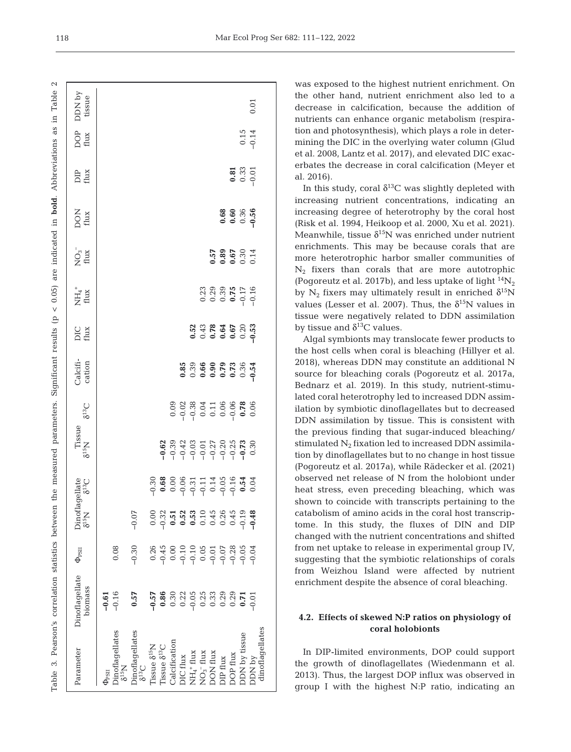Table 3. Pearson's correlation statistics between the measured parameters. Significant results ($p < 0.05$) are indicated in **bold**. Abbreviations as in Table 2

| Parameter | Dinoflagellate biomass | $\Phi_{PSII}$ | Dinoflagellate $\delta^{15}N$ | Dinoflagellate $\delta^{13}C$ | Tissue $\delta^{15}N$ | $\delta^{13}C$ | Calcification | DIC flux | $NH_4^+$ flux | $NO_3^-$ flux | DON flux | DIP flux | DOP flux | DDN by tissue |
|---|---|---|---|---|---|---|---|---|---|---|---|---|---|---|
| $\Phi_{PSII}$ | **−0.61** | | | | | | | | | | | | | |
| Dinoflagellates $\delta^{15}N$ | −0.16 | 0.08 | | | | | | | | | | | | |
| Dinoflagellates $\delta^{13}C$ | **0.57** | −0.30 | −0.07 | | | | | | | | | | | |
| Tissue $\delta^{15}N$ | **−0.57** | 0.26 | 0.00 | −0.30 | | | | | | | | | | |
| Tissue $\delta^{13}C$ | **0.86** | −0.45 | −0.32 | **0.68** | **−0.62** | | | | | | | | | |
| Calcification | 0.30 | 0.00 | **0.51** | 0.00 | −0.39 | 0.09 | | | | | | | | |
| DIC flux | 0.22 | −0.10 | **0.52** | −0.06 | −0.42 | −0.02 | **0.85** | | | | | | | |
| $NH_4^+$ flux | −0.05 | −0.10 | **0.53** | −0.31 | −0.03 | −0.38 | 0.39 | **0.52** | | | | | | |
| $NO_3^-$ flux | 0.25 | 0.05 | 0.10 | −0.11 | −0.01 | 0.04 | **0.66** | 0.43 | 0.23 | | | | | |
| DON flux | 0.33 | −0.01 | 0.45 | 0.14 | −0.27 | 0.11 | **0.90** | **0.78** | 0.29 | **0.57** | | | | |
| DIP flux | 0.29 | −0.07 | 0.26 | −0.05 | −0.20 | 0.06 | **0.79** | **0.64** | 0.39 | **0.89** | **0.68** | | | |
| DOP flux | 0.29 | −0.28 | 0.45 | −0.16 | −0.25 | −0.06 | **0.73** | **0.67** | **0.75** | **0.67** | **0.60** | **0.81** | | |
| DDN by tissue | **0.71** | −0.05 | −0.19 | **0.54** | **−0.73** | **0.78** | 0.36 | 0.20 | −0.17 | 0.30 | 0.36 | 0.33 | 0.15 | |
| DDN by dinoflagellates | −0.01 | −0.04 | **−0.48** | 0.04 | 0.30 | 0.06 | **−0.54** | **−0.53** | −0.16 | 0.14 | **−0.56** | −0.01 | −0.14 | 0.01 |

was exposed to the highest nutrient enrichment. On the other hand, nutrient enrichment also led to a decrease in calcification, because the addition of nutrients can enhance organic metabolism (respiration and photosynthesis), which plays a role in determining the DIC in the overlying water column (Glud et al. 2008, Lantz et al. 2017), and elevated DIC exacerbates the decrease in coral calcification (Meyer et al. 2016).

In this study, coral $\delta^{13}C$ was slightly depleted with increasing nutrient concentrations, indicating an increasing degree of heterotrophy by the coral host (Risk et al. 1994, Heikoop et al. 2000, Xu et al. 2021). Meanwhile, tissue $\delta^{15}N$ was enriched under nutrient enrichments. This may be because corals that are more heterotrophic harbor smaller communities of $N_2$ fixers than corals that are more autotrophic (Pogoreutz et al. 2017b), and less uptake of light $^{14}N_2$ by $N_2$ fixers may ultimately result in enriched $\delta^{15}N$ values (Lesser et al. 2007). Thus, the $\delta^{15}N$ values in tissue were negatively related to DDN assimilation by tissue and $\delta^{13}C$ values.

Algal symbionts may translocate fewer products to the host cells when coral is bleaching (Hillyer et al. 2018), whereas DDN may constitute an additional N source for bleaching corals (Pogoreutz et al. 2017a, Bednarz et al. 2019). In this study, nutrient-stimulated coral heterotrophy led to increased DDN assimilation by symbiotic dinoflagellates but to decreased DDN assimilation by tissue. This is consistent with the previous finding that sugar-induced bleaching/stimulated $N_2$ fixation led to increased DDN assimilation by dinoflagellates but to no change in host tissue (Pogoreutz et al. 2017a), while Rädecker et al. (2021) observed net release of N from the holobiont under heat stress, even preceding bleaching, which was shown to coincide with transcripts pertaining to the catabolism of amino acids in the coral host transcriptome. In this study, the fluxes of DIN and DIP changed with the nutrient concentrations and shifted from net uptake to release in experimental group IV, suggesting that the symbiotic relationships of corals from Weizhou Island were affected by nutrient enrichment despite the absence of coral bleaching.

### 4.2. Effects of skewed N:P ratios on physiology of coral holobionts

In DIP-limited environments, DOP could support the growth of dinoflagellates (Wiedenmann et al. 2013). Thus, the largest DOP influx was observed in group I with the highest N:P ratio, indicating an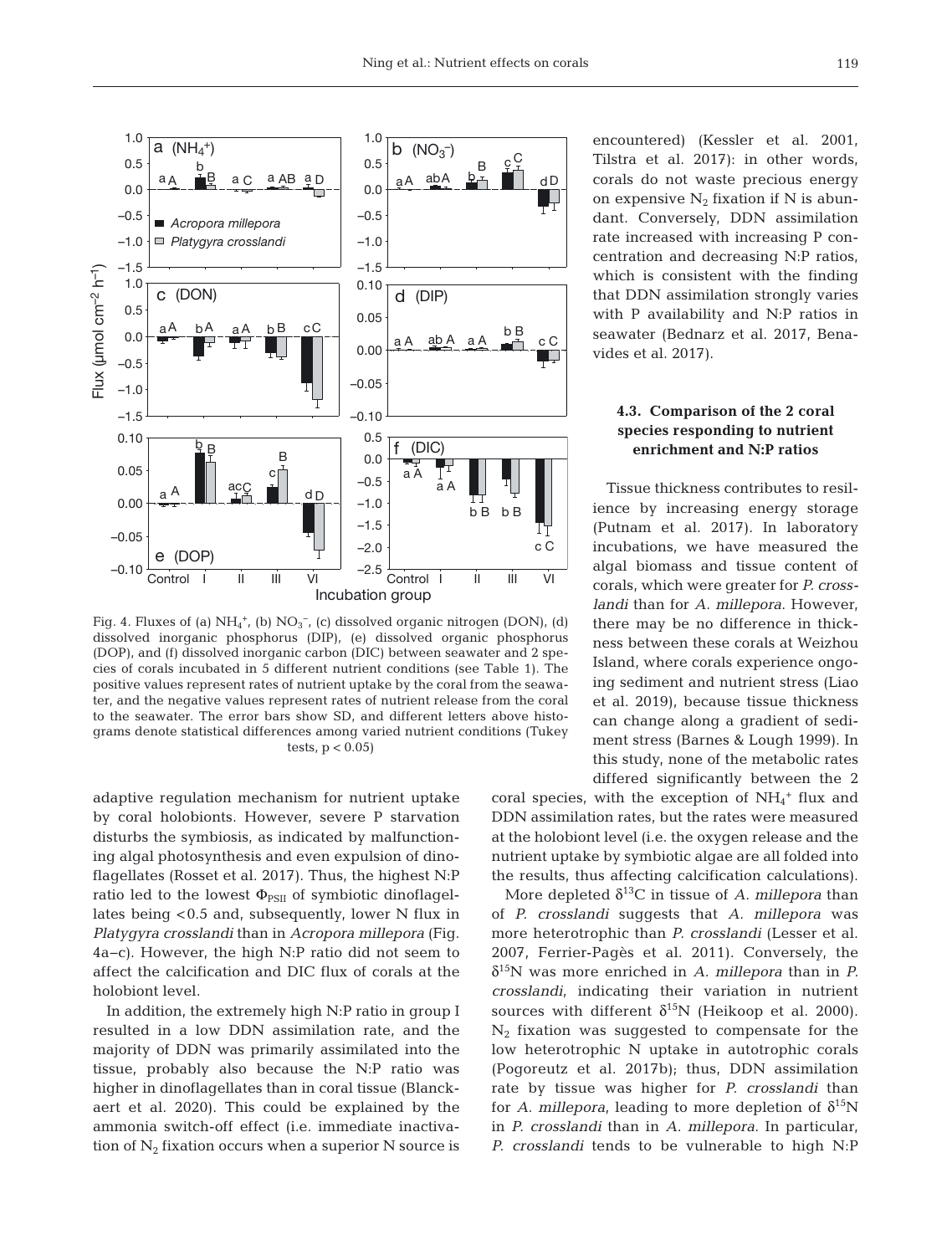Fig. 4. Fluxes of (a) $NH_4^+$, (b) $NO_3^-$, (c) dissolved organic nitrogen (DON), (d) dissolved inorganic phosphorus (DIP), (e) dissolved organic phosphorus (DOP), and (f) dissolved inorganic carbon (DIC) between seawater and 2 species of corals incubated in 5 different nutrient conditions (see Table 1). The positive values represent rates of nutrient uptake by the coral from the seawater, and the negative values represent rates of nutrient release from the coral to the seawater. The error bars show SD, and different letters above histograms denote statistical differences among varied nutrient conditions (Tukey tests, $p < 0.05$)

adaptive regulation mechanism for nutrient uptake by coral holobionts. However, severe P starvation disturbs the symbiosis, as indicated by malfunctioning algal photosynthesis and even expulsion of dinoflagellates (Rosset et al. 2017). Thus, the highest N:P ratio led to the lowest $\Phi_{PSII}$ of symbiotic dinoflagellates being <0.5 and, subsequently, lower N flux in *Platygyra crosslandi* than in *Acropora millepora* (Fig. 4a–c). However, the high N:P ratio did not seem to affect the calcification and DIC flux of corals at the holobiont level.

In addition, the extremely high N:P ratio in group I resulted in a low DDN assimilation rate, and the majority of DDN was primarily assimilated into the tissue, probably also because the N:P ratio was higher in dinoflagellates than in coral tissue (Blanckaert et al. 2020). This could be explained by the ammonia switch-off effect (i.e. immediate inactivation of $N_2$ fixation occurs when a superior N source is encountered) (Kessler et al. 2001, Tilstra et al. 2017): in other words, corals do not waste precious energy on expensive $N_2$ fixation if N is abundant. Conversely, DDN assimilation rate increased with increasing P concentration and decreasing N:P ratios, which is consistent with the finding that DDN assimilation strongly varies with P availability and N:P ratios in seawater (Bednarz et al. 2017, Benavides et al. 2017).

### 4.3. Comparison of the 2 coral species responding to nutrient enrichment and N:P ratios

Tissue thickness contributes to resilience by increasing energy storage (Putnam et al. 2017). In laboratory incubations, we have measured the algal biomass and tissue content of corals, which were greater for *P. crosslandi* than for *A. millepora*. However, there may be no difference in thickness between these corals at Weizhou Island, where corals experience ongoing sediment and nutrient stress (Liao et al. 2019), because tissue thickness can change along a gradient of sediment stress (Barnes & Lough 1999). In this study, none of the metabolic rates differed significantly between the 2 coral species, with the exception of $NH_4^+$ flux and DDN assimilation rates, but the rates were measured at the holobiont level (i.e. the oxygen release and the nutrient uptake by symbiotic algae are all folded into the results, thus affecting calcification calculations).

More depleted $\delta^{13}C$ in tissue of *A. millepora* than of *P. crosslandi* suggests that *A. millepora* was more heterotrophic than *P. crosslandi* (Lesser et al. 2007, Ferrier-Pagès et al. 2011). Conversely, the $\delta^{15}N$ was more enriched in *A. millepora* than in *P. crosslandi*, indicating their variation in nutrient sources with different $\delta^{15}N$ (Heikoop et al. 2000). $N_2$ fixation was suggested to compensate for the low heterotrophic N uptake in autotrophic corals (Pogoreutz et al. 2017b); thus, DDN assimilation rate by tissue was higher for *P. crosslandi* than for *A. millepora*, leading to more depletion of $\delta^{15}N$ in *P. crosslandi* than in *A. millepora*. In particular, *P. crosslandi* tends to be vulnerable to high N:P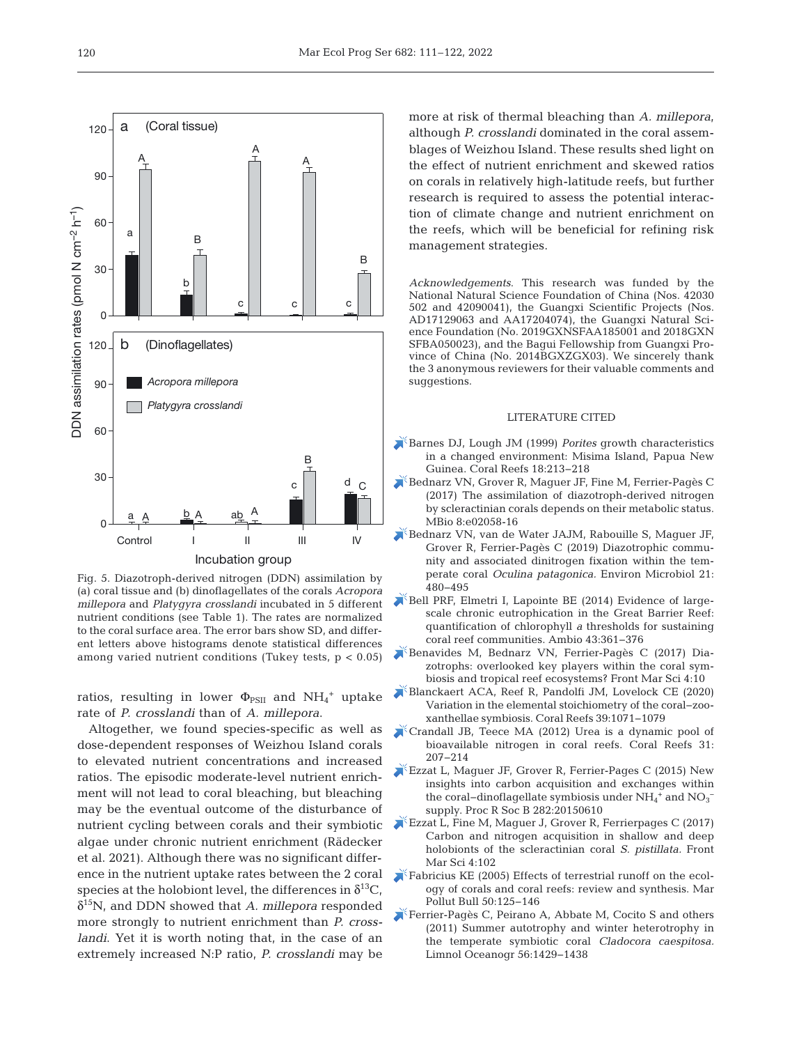Fig. 5. Diazotroph-derived nitrogen (DDN) assimilation by (a) coral tissue and (b) dinoflagellates of the corals *Acropora millepora* and *Platygyra crosslandi* incubated in 5 different nutrient conditions (see Table 1). The rates are normalized to the coral surface area. The error bars show SD, and different letters above histograms denote statistical differences among varied nutrient conditions (Tukey tests, $p < 0.05$)

ratios, resulting in lower $\Phi_{PSII}$ and $NH_4^+$ uptake rate of *P. crosslandi* than of *A. millepora*.

Altogether, we found species-specific as well as dose-dependent responses of Weizhou Island corals to elevated nutrient concentrations and increased ratios. The episodic moderate-level nutrient enrichment will not lead to coral bleaching, but bleaching may be the eventual outcome of the disturbance of nutrient cycling between corals and their symbiotic algae under chronic nutrient enrichment (Rädecker et al. 2021). Although there was no significant difference in the nutrient uptake rates between the 2 coral species at the holobiont level, the differences in $\delta^{13}C$, $\delta^{15}N$, and DDN showed that *A. millepora* responded more strongly to nutrient enrichment than *P. crosslandi*. Yet it is worth noting that, in the case of an extremely increased N:P ratio, *P. crosslandi* may be more at risk of thermal bleaching than *A. millepora*, although *P. crosslandi* dominated in the coral assemblages of Weizhou Island. These results shed light on the effect of nutrient enrichment and skewed ratios on corals in relatively high-latitude reefs, but further research is required to assess the potential interaction of climate change and nutrient enrichment on the reefs, which will be beneficial for refining risk management strategies.

*Acknowledgements*. This research was funded by the National Natural Science Foundation of China (Nos. 42030502 and 42090041), the Guangxi Scientific Projects (Nos. AD17129063 and AA17204074), the Guangxi Natural Science Foundation (No. 2019GXNSFAA185001 and 2018GXNSFBA050023), and the Bagui Fellowship from Guangxi Province of China (No. 2014BGXZGX03). We sincerely thank the 3 anonymous reviewers for their valuable comments and suggestions.

## LITERATURE CITED

- Barnes DJ, Lough JM (1999) *Porites* growth characteristics in a changed environment: Misima Island, Papua New Guinea. Coral Reefs 18:213–218
- Bednarz VN, Grover R, Maguer JF, Fine M, Ferrier-Pagès C (2017) The assimilation of diazotroph-derived nitrogen by scleractinian corals depends on their metabolic status. MBio 8:e02058-16
- Bednarz VN, van de Water JAJM, Rabouille S, Maguer JF, Grover R, Ferrier-Pagès C (2019) Diazotrophic community and associated dinitrogen fixation within the temperate coral *Oculina patagonica*. Environ Microbiol 21:480–495
- Bell PRF, Elmetri I, Lapointe BE (2014) Evidence of large-scale chronic eutrophication in the Great Barrier Reef: quantification of chlorophyll *a* thresholds for sustaining coral reef communities. Ambio 43:361–376
- Benavides M, Bednarz VN, Ferrier-Pagès C (2017) Diazotrophs: overlooked key players within the coral symbiosis and tropical reef ecosystems? Front Mar Sci 4:10
- Blanckaert ACA, Reef R, Pandolfi JM, Lovelock CE (2020) Variation in the elemental stoichiometry of the coral–zooxanthellae symbiosis. Coral Reefs 39:1071–1079
- Crandall JB, Teece MA (2012) Urea is a dynamic pool of bioavailable nitrogen in coral reefs. Coral Reefs 31:207–214
- Ezzat L, Maguer JF, Grover R, Ferrier-Pages C (2015) New insights into carbon acquisition and exchanges within the coral–dinoflagellate symbiosis under $NH_4^+$ and $NO_3^-$ supply. Proc R Soc B 282:20150610
- Ezzat L, Fine M, Maguer JF, Grover R, Ferrierpages C (2017) Carbon and nitrogen acquisition in shallow and deep holobionts of the scleractinian coral *S. pistillata*. Front Mar Sci 4:102
- Fabricius KE (2005) Effects of terrestrial runoff on the ecology of corals and coral reefs: review and synthesis. Mar Pollut Bull 50:125–146
- Ferrier-Pagès C, Peirano A, Abbate M, Cocito S and others (2011) Summer autotrophy and winter heterotrophy in the temperate symbiotic coral *Cladocora caespitosa*. Limnol Oceanogr 56:1429–1438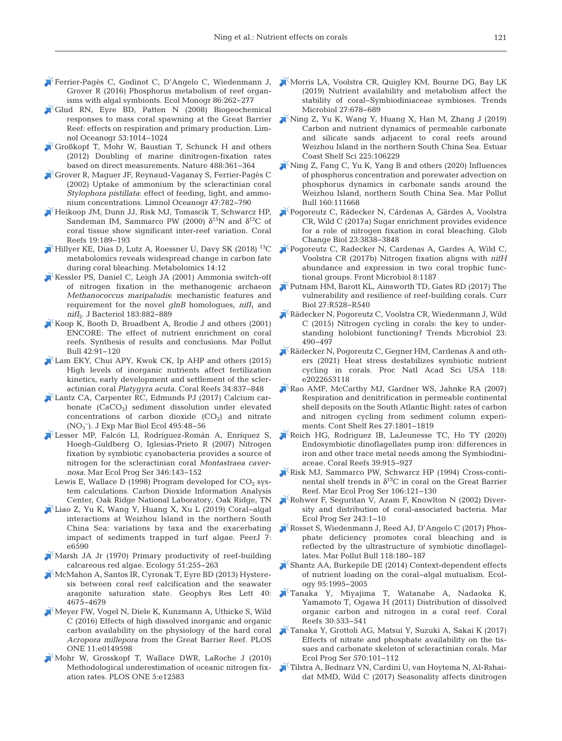Ferrier-Pagès C, Godinot C, D'Angelo C, Wiedenmann J, Grover R (2016) Phosphorus metabolism of reef organisms with algal symbionts. Ecol Monogr 86:262–277

Glud RN, Eyre BD, Patten N (2008) Biogeochemical responses to mass coral spawning at the Great Barrier Reef: effects on respiration and primary production. Limnol Oceanogr 53:1014–1024

Großkopf T, Mohr W, Baustian T, Schunck H and others (2012) Doubling of marine dinitrogen-fixation rates based on direct measurements. Nature 488:361–364

Grover R, Maguer JF, Reynaud-Vaganay S, Ferrier-Pagès C (2002) Uptake of ammonium by the scleractinian coral *Stylophora pistillata*: effect of feeding, light, and ammonium concentrations. Limnol Oceanogr 47:782–790

Heikoop JM, Dunn JJ, Risk MJ, Tomascik T, Schwarcz HP, Sandeman IM, Sammarco PW (2000) $\delta^{15}$N and $\delta^{13}$C of coral tissue show significant inter-reef variation. Coral Reefs 19:189–193

Hillyer KE, Dias D, Lutz A, Roessner U, Davy SK (2018) $^{13}$C metabolomics reveals widespread change in carbon fate during coral bleaching. Metabolomics 14:12

Kessler PS, Daniel C, Leigh JA (2001) Ammonia switch-off of nitrogen fixation in the methanogenic archaeon *Methanococcus maripaludis*: mechanistic features and requirement for the novel *glnB* homologues, *nifI*$_1$ and *nifI*$_2$. J Bacteriol 183:882–889

Koop K, Booth D, Broadbent A, Brodie J and others (2001) ENCORE: The effect of nutrient enrichment on coral reefs. Synthesis of results and conclusions. Mar Pollut Bull 42:91–120

Lam EKY, Chui APY, Kwok CK, Ip AHP and others (2015) High levels of inorganic nutrients affect fertilization kinetics, early development and settlement of the scleractinian coral *Platygyra acuta*. Coral Reefs 34:837–848

Lantz CA, Carpenter RC, Edmunds PJ (2017) Calcium carbonate ($CaCO_3$) sediment dissolution under elevated concentrations of carbon dioxide ($CO_2$) and nitrate ($NO_3^-$). J Exp Mar Biol Ecol 495:48–56

Lesser MP, Falcón LI, Rodríguez-Román A, Enríquez S, Hoegh-Guldberg O, Iglesias-Prieto R (2007) Nitrogen fixation by symbiotic cyanobacteria provides a source of nitrogen for the scleractinian coral *Montastraea cavernosa*. Mar Ecol Prog Ser 346:143–152

Lewis E, Wallace D (1998) Program developed for $CO_2$ system calculations. Carbon Dioxide Information Analysis Center, Oak Ridge National Laboratory, Oak Ridge, TN

Liao Z, Yu K, Wang Y, Huang X, Xu L (2019) Coral–algal interactions at Weizhou Island in the northern South China Sea: variations by taxa and the exacerbating impact of sediments trapped in turf algae. PeerJ 7:e6590

Marsh JA Jr (1970) Primary productivity of reef-building calcareous red algae. Ecology 51:255–263

McMahon A, Santos IR, Cyronak T, Eyre BD (2013) Hysteresis between coral reef calcification and the seawater aragonite saturation state. Geophys Res Lett 40:4675–4679

Meyer FW, Vogel N, Diele K, Kunzmann A, Uthicke S, Wild C (2016) Effects of high dissolved inorganic and organic carbon availability on the physiology of the hard coral *Acropora millepora* from the Great Barrier Reef. PLOS ONE 11:e0149598

Mohr W, Grosskopf T, Wallace DWR, LaRoche J (2010) Methodological underestimation of oceanic nitrogen fixation rates. PLOS ONE 5:e12583

Morris LA, Voolstra CR, Quigley KM, Bourne DG, Bay LK (2019) Nutrient availability and metabolism affect the stability of coral–Symbiodiniaceae symbioses. Trends Microbiol 27:678–689

Ning Z, Yu K, Wang Y, Huang X, Han M, Zhang J (2019) Carbon and nutrient dynamics of permeable carbonate and silicate sands adjacent to coral reefs around Weizhou Island in the northern South China Sea. Estuar Coast Shelf Sci 225:106229

Ning Z, Fang C, Yu K, Yang B and others (2020) Influences of phosphorus concentration and porewater advection on phosphorus dynamics in carbonate sands around the Weizhou Island, northern South China Sea. Mar Pollut Bull 160:111668

Pogoreutz C, Rädecker N, Cárdenas A, Gärdes A, Voolstra CR, Wild C (2017a) Sugar enrichment provides evidence for a role of nitrogen fixation in coral bleaching. Glob Change Biol 23:3838–3848

Pogoreutz C, Radecker N, Cardenas A, Gardes A, Wild C, Voolstra CR (2017b) Nitrogen fixation aligns with *nifH* abundance and expression in two coral trophic functional groups. Front Microbiol 8:1187

Putnam HM, Barott KL, Ainsworth TD, Gates RD (2017) The vulnerability and resilience of reef-building corals. Curr Biol 27:R528–R540

Rädecker N, Pogoreutz C, Voolstra CR, Wiedenmann J, Wild C (2015) Nitrogen cycling in corals: the key to understanding holobiont functioning? Trends Microbiol 23:490–497

Rädecker N, Pogoreutz C, Gegner HM, Cardenas A and others (2021) Heat stress destabilizes symbiotic nutrient cycling in corals. Proc Natl Acad Sci USA 118:e2022653118

Rao AMF, McCarthy MJ, Gardner WS, Jahnke RA (2007) Respiration and denitrification in permeable continental shelf deposits on the South Atlantic Bight: rates of carbon and nitrogen cycling from sediment column experiments. Cont Shelf Res 27:1801–1819

Reich HG, Rodriguez IB, LaJeunesse TC, Ho TY (2020) Endosymbiotic dinoflagellates pump iron: differences in iron and other trace metal needs among the Symbiodiniaceae. Coral Reefs 39:915–927

Risk MJ, Sammarco PW, Schwarcz HP (1994) Cross-continental shelf trends in $\delta^{13}$C in coral on the Great Barrier Reef. Mar Ecol Prog Ser 106:121–130

Rohwer F, Seguritan V, Azam F, Knowlton N (2002) Diversity and distribution of coral-associated bacteria. Mar Ecol Prog Ser 243:1–10

Rosset S, Wiedenmann J, Reed AJ, D'Angelo C (2017) Phosphate deficiency promotes coral bleaching and is reflected by the ultrastructure of symbiotic dinoflagellates. Mar Pollut Bull 118:180–187

Shantz AA, Burkepile DE (2014) Context-dependent effects of nutrient loading on the coral–algal mutualism. Ecology 95:1995–2005

Tanaka Y, Miyajima T, Watanabe A, Nadaoka K, Yamamoto T, Ogawa H (2011) Distribution of dissolved organic carbon and nitrogen in a coral reef. Coral Reefs 30:533–541

Tanaka Y, Grottoli AG, Matsui Y, Suzuki A, Sakai K (2017) Effects of nitrate and phosphate availability on the tissues and carbonate skeleton of scleractinian corals. Mar Ecol Prog Ser 570:101–112

Tilstra A, Bednarz VN, Cardini U, van Hoytema N, Al-Rshaidat MMD, Wild C (2017) Seasonality affects dinitrogen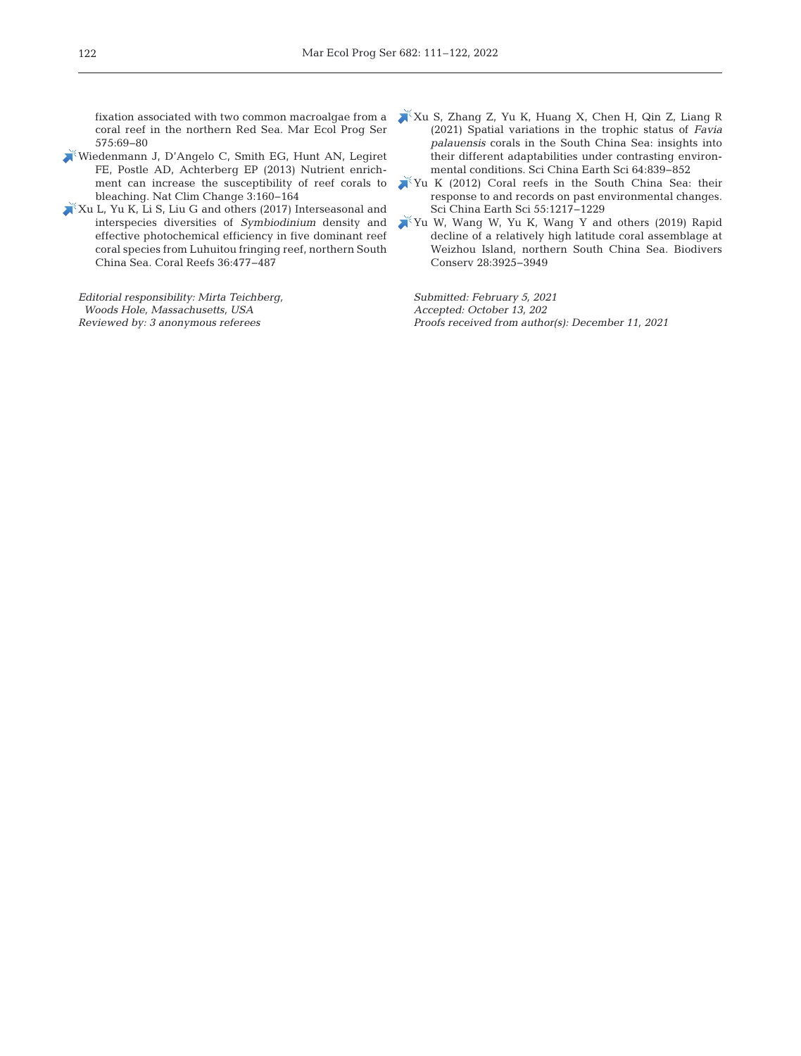fixation associated with two common macroalgae from a coral reef in the northern Red Sea. Mar Ecol Prog Ser 575:69–80

Wiedenmann J, D'Angelo C, Smith EG, Hunt AN, Legiret FE, Postle AD, Achterberg EP (2013) Nutrient enrichment can increase the susceptibility of reef corals to bleaching. Nat Clim Change 3:160–164

Xu L, Yu K, Li S, Liu G and others (2017) Interseasonal and interspecies diversities of *Symbiodinium* density and effective photochemical efficiency in five dominant reef coral species from Luhuitou fringing reef, northern South China Sea. Coral Reefs 36:477–487

Xu S, Zhang Z, Yu K, Huang X, Chen H, Qin Z, Liang R (2021) Spatial variations in the trophic status of *Favia palauensis* corals in the South China Sea: insights into their different adaptabilities under contrasting environmental conditions. Sci China Earth Sci 64:839–852

Yu K (2012) Coral reefs in the South China Sea: their response to and records on past environmental changes. Sci China Earth Sci 55:1217–1229

Yu W, Wang W, Yu K, Wang Y and others (2019) Rapid decline of a relatively high latitude coral assemblage at Weizhou Island, northern South China Sea. Biodivers Conserv 28:3925–3949

*Editorial responsibility: Mirta Teichberg, Woods Hole, Massachusetts, USA*
*Reviewed by: 3 anonymous referees*

*Submitted: February 5, 2021*
*Accepted: October 13, 202*
*Proofs received from author(s): December 11, 2021*